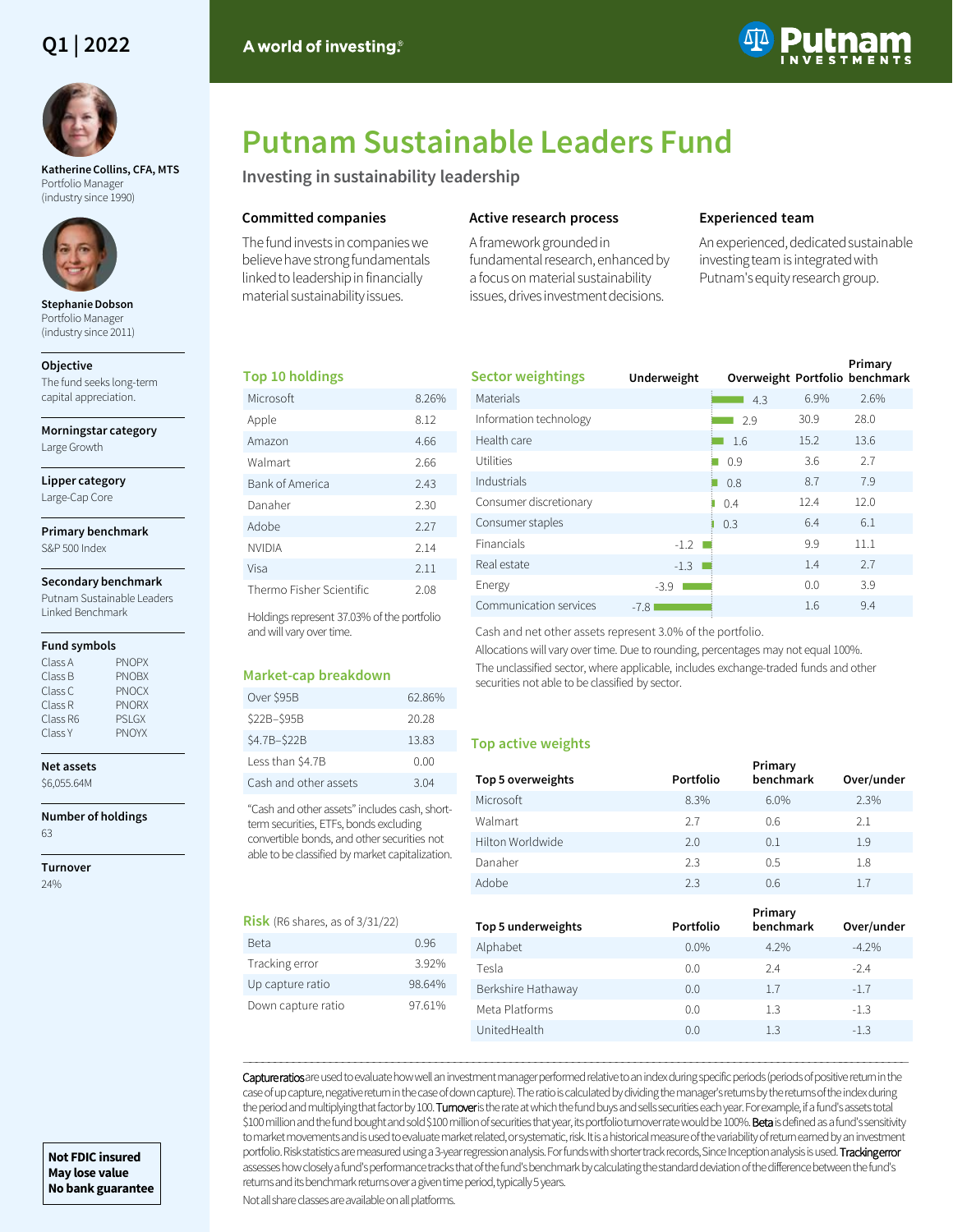Q1 | 2022

A world of investing.®

# Putnam Sustainable Leaders Fund

## Investing in sustainability leadership

**Katherine Collins, CFA, MTS**
Portfolio Manager
(industry since 1990)

**Stephanie Dobson**
Portfolio Manager
(industry since 2011)

**Objective**
The fund seeks long-term capital appreciation.

**Morningstar category**
Large Growth

**Lipper category**
Large-Cap Core

**Primary benchmark**
S&P 500 Index

**Secondary benchmark**
Putnam Sustainable Leaders Linked Benchmark

**Fund symbols**

| Class | Symbol |
|---|---|
| Class A | PNOPX |
| Class B | PNOBX |
| Class C | PNOCX |
| Class R | PNORX |
| Class R6 | PSLGX |
| Class Y | PNOYX |

**Net assets**
$6,055.64M

**Number of holdings**
63

**Turnover**
24%

### Committed companies

The fund invests in companies we believe have strong fundamentals linked to leadership in financially material sustainability issues.

### Active research process

A framework grounded in fundamental research, enhanced by a focus on material sustainability issues, drives investment decisions.

### Experienced team

An experienced, dedicated sustainable investing team is integrated with Putnam's equity research group.

### Top 10 holdings

| Holding | % |
|---|---|
| Microsoft | 8.26% |
| Apple | 8.12 |
| Amazon | 4.66 |
| Walmart | 2.66 |
| Bank of America | 2.43 |
| Danaher | 2.30 |
| Adobe | 2.27 |
| NVIDIA | 2.14 |
| Visa | 2.11 |
| Thermo Fisher Scientific | 2.08 |

Holdings represent 37.03% of the portfolio and will vary over time.

### Sector weightings

| Sector | Underweight / Overweight | Portfolio | Primary benchmark |
|---|---|---|---|
| Materials | 4.3 | 6.9% | 2.6% |
| Information technology | 2.9 | 30.9 | 28.0 |
| Health care | 1.6 | 15.2 | 13.6 |
| Utilities | 0.9 | 3.6 | 2.7 |
| Industrials | 0.8 | 8.7 | 7.9 |
| Consumer discretionary | 0.4 | 12.4 | 12.0 |
| Consumer staples | 0.3 | 6.4 | 6.1 |
| Financials | -1.2 | 9.9 | 11.1 |
| Real estate | -1.3 | 1.4 | 2.7 |
| Energy | -3.9 | 0.0 | 3.9 |
| Communication services | -7.8 | 1.6 | 9.4 |

Cash and net other assets represent 3.0% of the portfolio.

Allocations will vary over time. Due to rounding, percentages may not equal 100%.

The unclassified sector, where applicable, includes exchange-traded funds and other securities not able to be classified by sector.

### Market-cap breakdown

| Market cap | % |
|---|---|
| Over $95B | 62.86% |
| $22B–$95B | 20.28 |
| $4.7B–$22B | 13.83 |
| Less than $4.7B | 0.00 |
| Cash and other assets | 3.04 |

"Cash and other assets" includes cash, short-term securities, ETFs, bonds excluding convertible bonds, and other securities not able to be classified by market capitalization.

### Top active weights

| Top 5 overweights | Portfolio | Primary benchmark | Over/under |
|---|---|---|---|
| Microsoft | 8.3% | 6.0% | 2.3% |
| Walmart | 2.7 | 0.6 | 2.1 |
| Hilton Worldwide | 2.0 | 0.1 | 1.9 |
| Danaher | 2.3 | 0.5 | 1.8 |
| Adobe | 2.3 | 0.6 | 1.7 |

| Top 5 underweights | Portfolio | Primary benchmark | Over/under |
|---|---|---|---|
| Alphabet | 0.0% | 4.2% | -4.2% |
| Tesla | 0.0 | 2.4 | -2.4 |
| Berkshire Hathaway | 0.0 | 1.7 | -1.7 |
| Meta Platforms | 0.0 | 1.3 | -1.3 |
| UnitedHealth | 0.0 | 1.3 | -1.3 |

### Risk (R6 shares, as of 3/31/22)

| Measure | Value |
|---|---|
| Beta | 0.96 |
| Tracking error | 3.92% |
| Up capture ratio | 98.64% |
| Down capture ratio | 97.61% |

**Capture ratios** are used to evaluate how well an investment manager performed relative to an index during specific periods (periods of positive return in the case of up capture, negative return in the case of down capture). The ratio is calculated by dividing the manager's returns by the returns of the index during the period and multiplying that factor by 100. **Turnover** is the rate at which the fund buys and sells securities each year. For example, if a fund's assets total $100 million and the fund bought and sold $100 million of securities that year, its portfolio turnover rate would be 100%. **Beta** is defined as a fund's sensitivity to market movements and is used to evaluate market related, or systematic, risk. It is a historical measure of the variability of return earned by an investment portfolio. Risk statistics are measured using a 3-year regression analysis. For funds with shorter track records, Since Inception analysis is used. **Tracking error** assesses how closely a fund's performance tracks that of the fund's benchmark by calculating the standard deviation of the difference between the fund's returns and its benchmark returns over a given time period, typically 5 years.

Not all share classes are available on all platforms.

**Not FDIC insured**
**May lose value**
**No bank guarantee**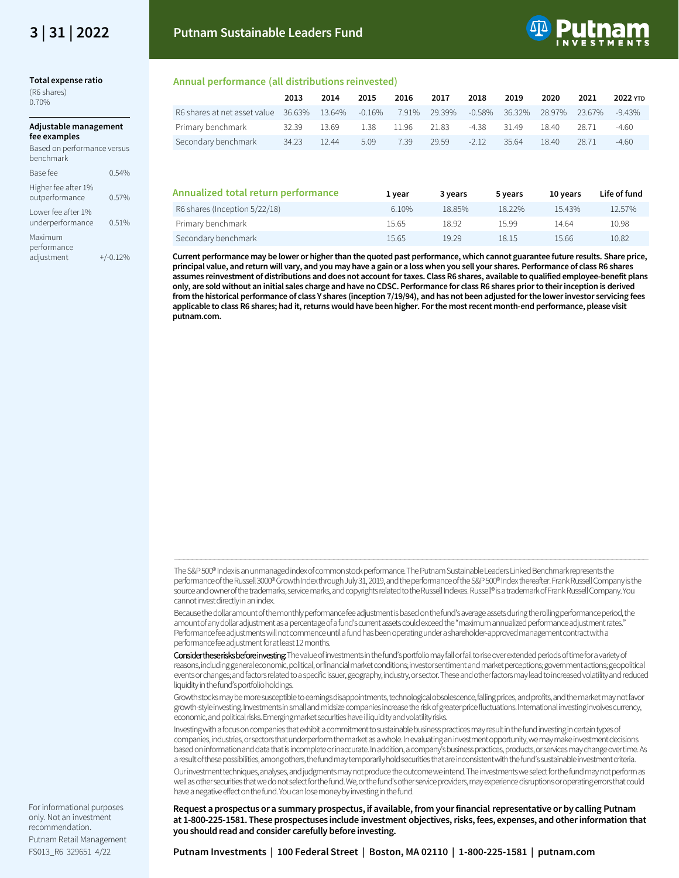3 | 31 | 2022

## Putnam Sustainable Leaders Fund

**Total expense ratio**
(R6 shares)
0.70%

**Adjustable management fee examples**
Based on performance versus benchmark

| | |
|---|---|
| Base fee | 0.54% |
| Higher fee after 1% outperformance | 0.57% |
| Lower fee after 1% underperformance | 0.51% |
| Maximum performance adjustment | +/-0.12% |

### Annual performance (all distributions reinvested)

| | 2013 | 2014 | 2015 | 2016 | 2017 | 2018 | 2019 | 2020 | 2021 | 2022 YTD |
|---|---|---|---|---|---|---|---|---|---|---|
| R6 shares at net asset value | 36.63% | 13.64% | -0.16% | 7.91% | 29.39% | -0.58% | 36.32% | 28.97% | 23.67% | -9.43% |
| Primary benchmark | 32.39 | 13.69 | 1.38 | 11.96 | 21.83 | -4.38 | 31.49 | 18.40 | 28.71 | -4.60 |
| Secondary benchmark | 34.23 | 12.44 | 5.09 | 7.39 | 29.59 | -2.12 | 35.64 | 18.40 | 28.71 | -4.60 |

| Annualized total return performance | 1 year | 3 years | 5 years | 10 years | Life of fund |
|---|---|---|---|---|---|
| R6 shares (Inception 5/22/18) | 6.10% | 18.85% | 18.22% | 15.43% | 12.57% |
| Primary benchmark | 15.65 | 18.92 | 15.99 | 14.64 | 10.98 |
| Secondary benchmark | 15.65 | 19.29 | 18.15 | 15.66 | 10.82 |

**Current performance may be lower or higher than the quoted past performance, which cannot guarantee future results. Share price, principal value, and return will vary, and you may have a gain or a loss when you sell your shares. Performance of class R6 shares assumes reinvestment of distributions and does not account for taxes. Class R6 shares, available to qualified employee-benefit plans only, are sold without an initial sales charge and have no CDSC. Performance for class R6 shares prior to their inception is derived from the historical performance of class Y shares (inception 7/19/94), and has not been adjusted for the lower investor servicing fees applicable to class R6 shares; had it, returns would have been higher. For the most recent month-end performance, please visit putnam.com.**

---

The S&P 500® Index is an unmanaged index of common stock performance. The Putnam Sustainable Leaders Linked Benchmark represents the performance of the Russell 3000® Growth Index through July 31, 2019, and the performance of the S&P 500® Index thereafter. Frank Russell Company is the source and owner of the trademarks, service marks, and copyrights related to the Russell Indexes. Russell® is a trademark of Frank Russell Company. You cannot invest directly in an index.

Because the dollar amount of the monthly performance fee adjustment is based on the fund's average assets during the rolling performance period, the amount of any dollar adjustment as a percentage of a fund's current assets could exceed the "maximum annualized performance adjustment rates." Performance fee adjustments will not commence until a fund has been operating under a shareholder-approved management contract with a performance fee adjustment for at least 12 months.

**Consider these risks before investing:** The value of investments in the fund's portfolio may fall or fail to rise over extended periods of time for a variety of reasons, including general economic, political, or financial market conditions; investor sentiment and market perceptions; government actions; geopolitical events or changes; and factors related to a specific issuer, geography, industry, or sector. These and other factors may lead to increased volatility and reduced liquidity in the fund's portfolio holdings.

Growth stocks may be more susceptible to earnings disappointments, technological obsolescence, falling prices, and profits, and the market may not favor growth-style investing. Investments in small and midsize companies increase the risk of greater price fluctuations. International investing involves currency, economic, and political risks. Emerging market securities have illiquidity and volatility risks.

Investing with a focus on companies that exhibit a commitment to sustainable business practices may result in the fund investing in certain types of companies, industries, or sectors that underperform the market as a whole. In evaluating an investment opportunity, we may make investment decisions based on information and data that is incomplete or inaccurate. In addition, a company's business practices, products, or services may change over time. As a result of these possibilities, among others, the fund may temporarily hold securities that are inconsistent with the fund's sustainable investment criteria.

Our investment techniques, analyses, and judgments may not produce the outcome we intend. The investments we select for the fund may not perform as well as other securities that we do not select for the fund. We, or the fund's other service providers, may experience disruptions or operating errors that could have a negative effect on the fund. You can lose money by investing in the fund.

**Request a prospectus or a summary prospectus, if available, from your financial representative or by calling Putnam at 1-800-225-1581. These prospectuses include investment objectives, risks, fees, expenses, and other information that you should read and consider carefully before investing.**

For informational purposes only. Not an investment recommendation.

Putnam Retail Management

FS013_R6 329651 4/22

**Putnam Investments | 100 Federal Street | Boston, MA 02110 | 1-800-225-1581 | putnam.com**